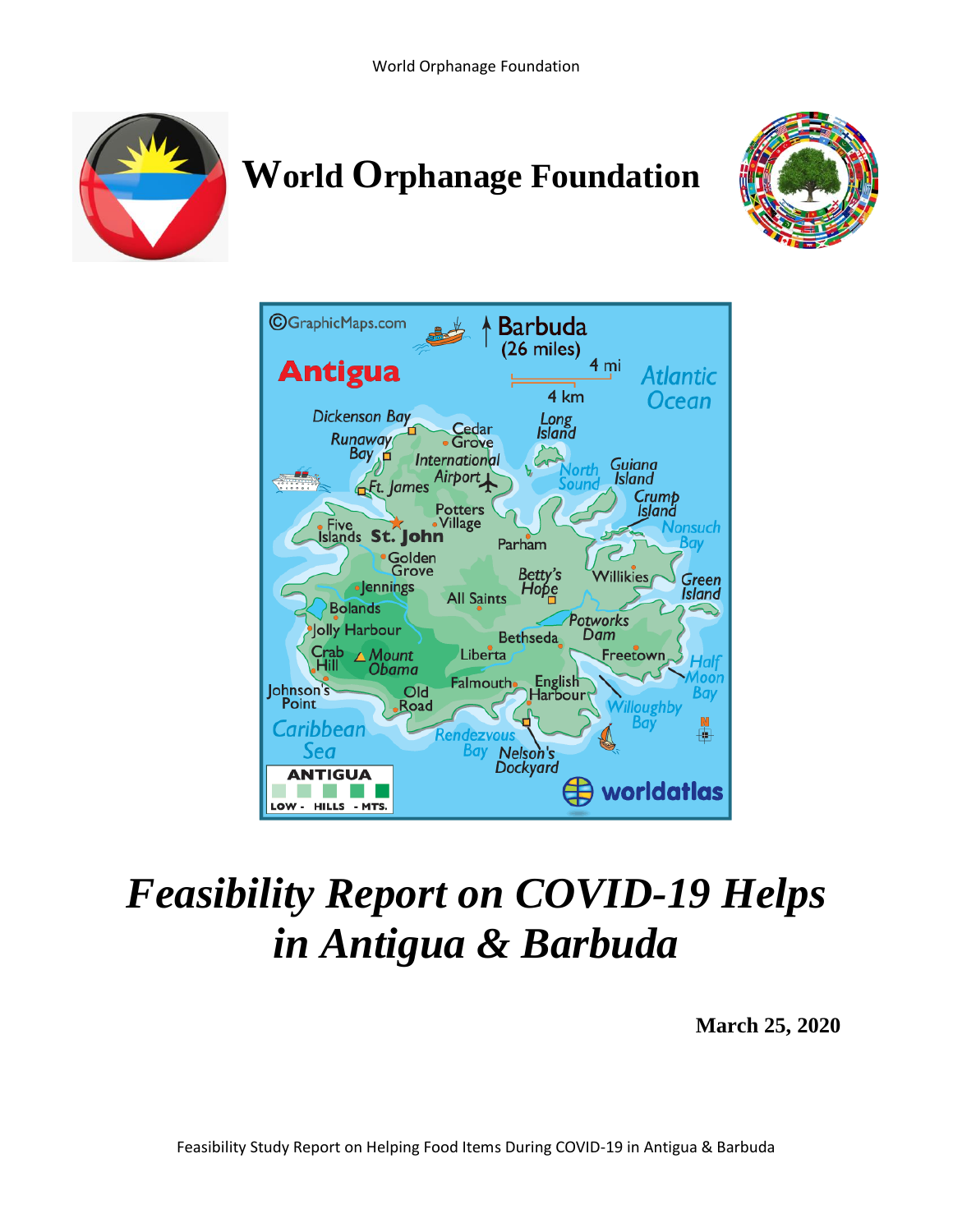# World Orphanage Foundation

# *Feasibility Report on COVID-19 Helps in Antigua & Barbuda*

**March 25, 2020**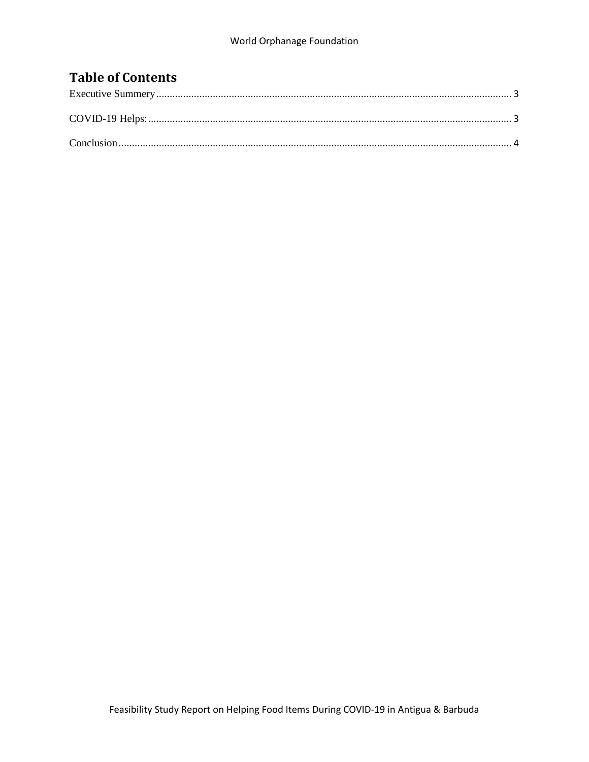## Table of Contents

Executive Summery .......... 3

COVID-19 Helps: .......... 3

Conclusion .......... 4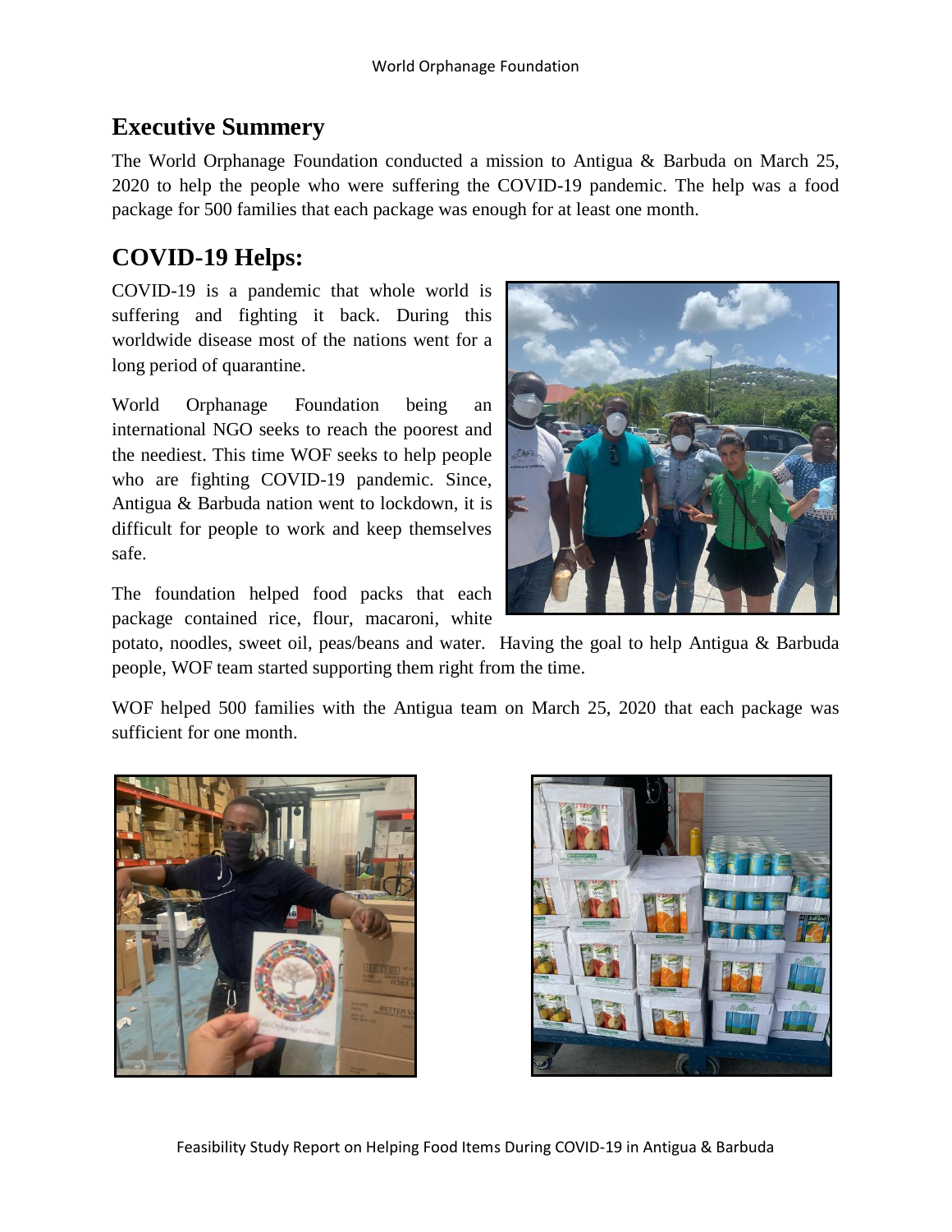## Executive Summery

The World Orphanage Foundation conducted a mission to Antigua & Barbuda on March 25, 2020 to help the people who were suffering the COVID-19 pandemic. The help was a food package for 500 families that each package was enough for at least one month.

## COVID-19 Helps:

COVID-19 is a pandemic that whole world is suffering and fighting it back. During this worldwide disease most of the nations went for a long period of quarantine.

World Orphanage Foundation being an international NGO seeks to reach the poorest and the neediest. This time WOF seeks to help people who are fighting COVID-19 pandemic. Since, Antigua & Barbuda nation went to lockdown, it is difficult for people to work and keep themselves safe.

The foundation helped food packs that each package contained rice, flour, macaroni, white potato, noodles, sweet oil, peas/beans and water. Having the goal to help Antigua & Barbuda people, WOF team started supporting them right from the time.

WOF helped 500 families with the Antigua team on March 25, 2020 that each package was sufficient for one month.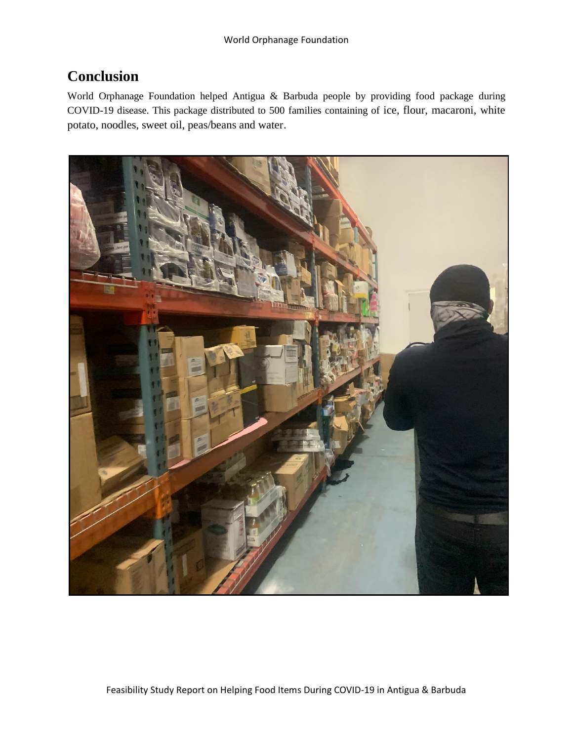## Conclusion

World Orphanage Foundation helped Antigua & Barbuda people by providing food package during COVID-19 disease. This package distributed to 500 families containing of ice, flour, macaroni, white potato, noodles, sweet oil, peas/beans and water.